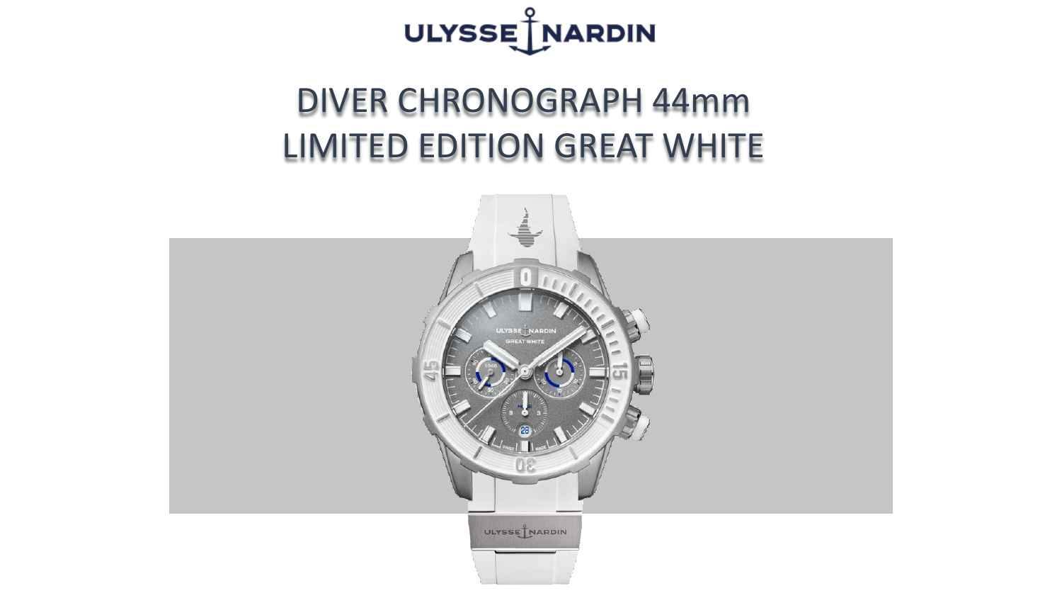ULYSSE NARDIN

# DIVER CHRONOGRAPH 44mm
# LIMITED EDITION GREAT WHITE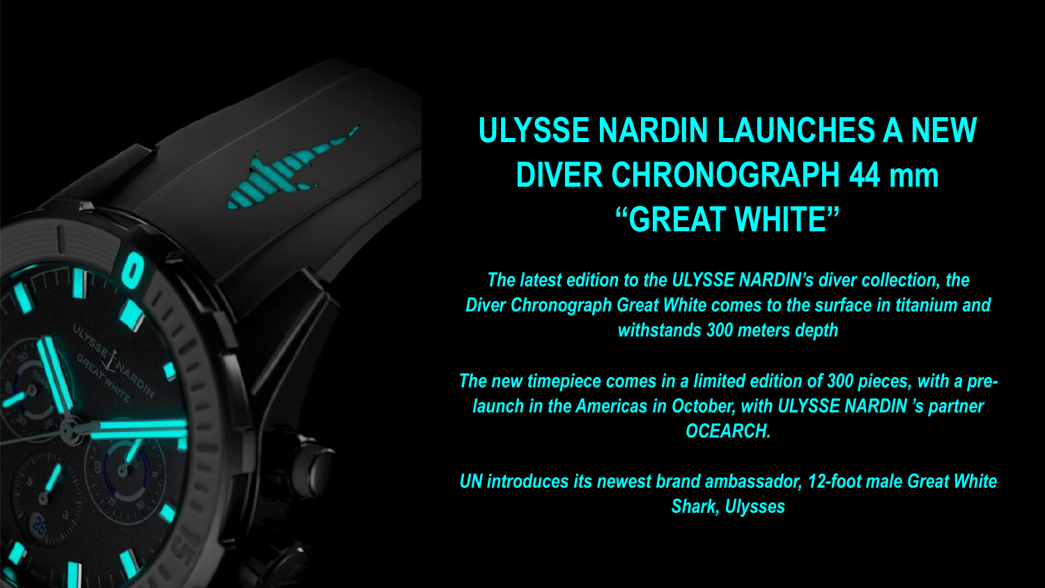# ULYSSE NARDIN LAUNCHES A NEW DIVER CHRONOGRAPH 44 mm “GREAT WHITE”

*The latest edition to the ULYSSE NARDIN’s diver collection, the Diver Chronograph Great White comes to the surface in titanium and withstands 300 meters depth*

*The new timepiece comes in a limited edition of 300 pieces, with a pre-launch in the Americas in October, with ULYSSE NARDIN ’s partner OCEARCH.*

*UN introduces its newest brand ambassador, 12-foot male Great White Shark, Ulysses*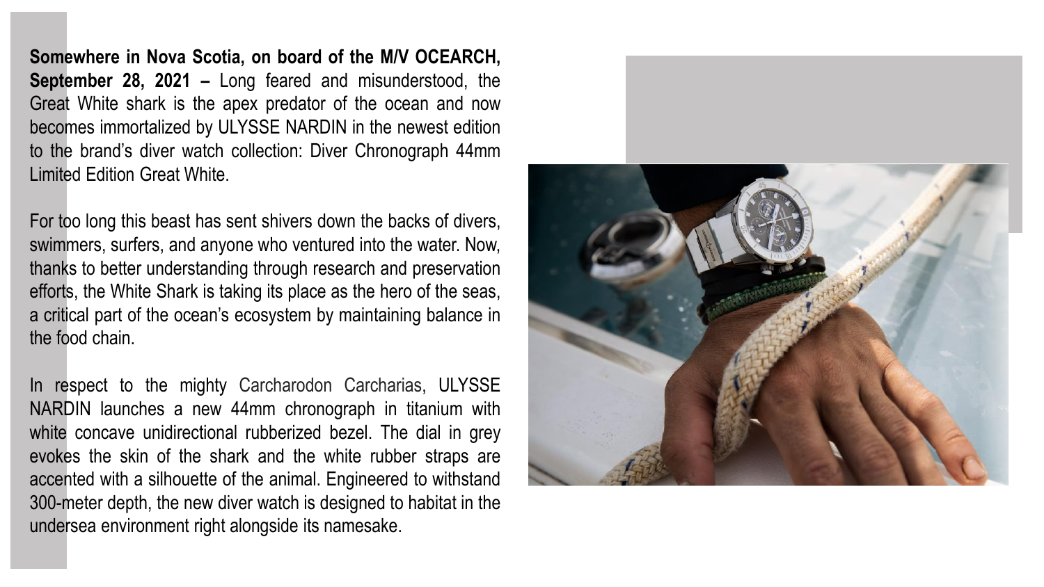**Somewhere in Nova Scotia, on board of the M/V OCEARCH, September 28, 2021 –** Long feared and misunderstood, the Great White shark is the apex predator of the ocean and now becomes immortalized by ULYSSE NARDIN in the newest edition to the brand's diver watch collection: Diver Chronograph 44mm Limited Edition Great White.

For too long this beast has sent shivers down the backs of divers, swimmers, surfers, and anyone who ventured into the water. Now, thanks to better understanding through research and preservation efforts, the White Shark is taking its place as the hero of the seas, a critical part of the ocean's ecosystem by maintaining balance in the food chain.

In respect to the mighty Carcharodon Carcharias, ULYSSE NARDIN launches a new 44mm chronograph in titanium with white concave unidirectional rubberized bezel. The dial in grey evokes the skin of the shark and the white rubber straps are accented with a silhouette of the animal. Engineered to withstand 300-meter depth, the new diver watch is designed to habitat in the undersea environment right alongside its namesake.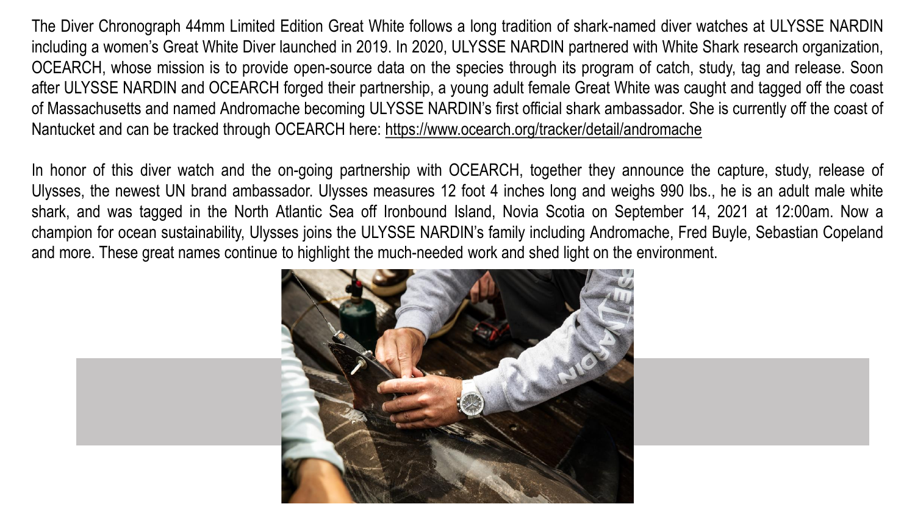The Diver Chronograph 44mm Limited Edition Great White follows a long tradition of shark-named diver watches at ULYSSE NARDIN including a women's Great White Diver launched in 2019. In 2020, ULYSSE NARDIN partnered with White Shark research organization, OCEARCH, whose mission is to provide open-source data on the species through its program of catch, study, tag and release. Soon after ULYSSE NARDIN and OCEARCH forged their partnership, a young adult female Great White was caught and tagged off the coast of Massachusetts and named Andromache becoming ULYSSE NARDIN's first official shark ambassador. She is currently off the coast of Nantucket and can be tracked through OCEARCH here: https://www.ocearch.org/tracker/detail/andromache

In honor of this diver watch and the on-going partnership with OCEARCH, together they announce the capture, study, release of Ulysses, the newest UN brand ambassador. Ulysses measures 12 foot 4 inches long and weighs 990 lbs., he is an adult male white shark, and was tagged in the North Atlantic Sea off Ironbound Island, Novia Scotia on September 14, 2021 at 12:00am. Now a champion for ocean sustainability, Ulysses joins the ULYSSE NARDIN's family including Andromache, Fred Buyle, Sebastian Copeland and more. These great names continue to highlight the much-needed work and shed light on the environment.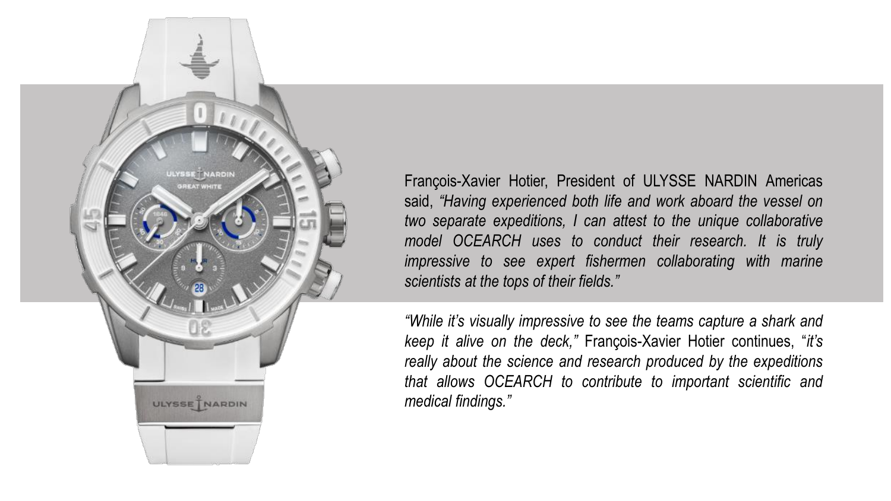François-Xavier Hotier, President of ULYSSE NARDIN Americas said, *"Having experienced both life and work aboard the vessel on two separate expeditions, I can attest to the unique collaborative model OCEARCH uses to conduct their research. It is truly impressive to see expert fishermen collaborating with marine scientists at the tops of their fields."*

*"While it's visually impressive to see the teams capture a shark and keep it alive on the deck,"* François-Xavier Hotier continues, "*it's really about the science and research produced by the expeditions that allows OCEARCH to contribute to important scientific and medical findings."*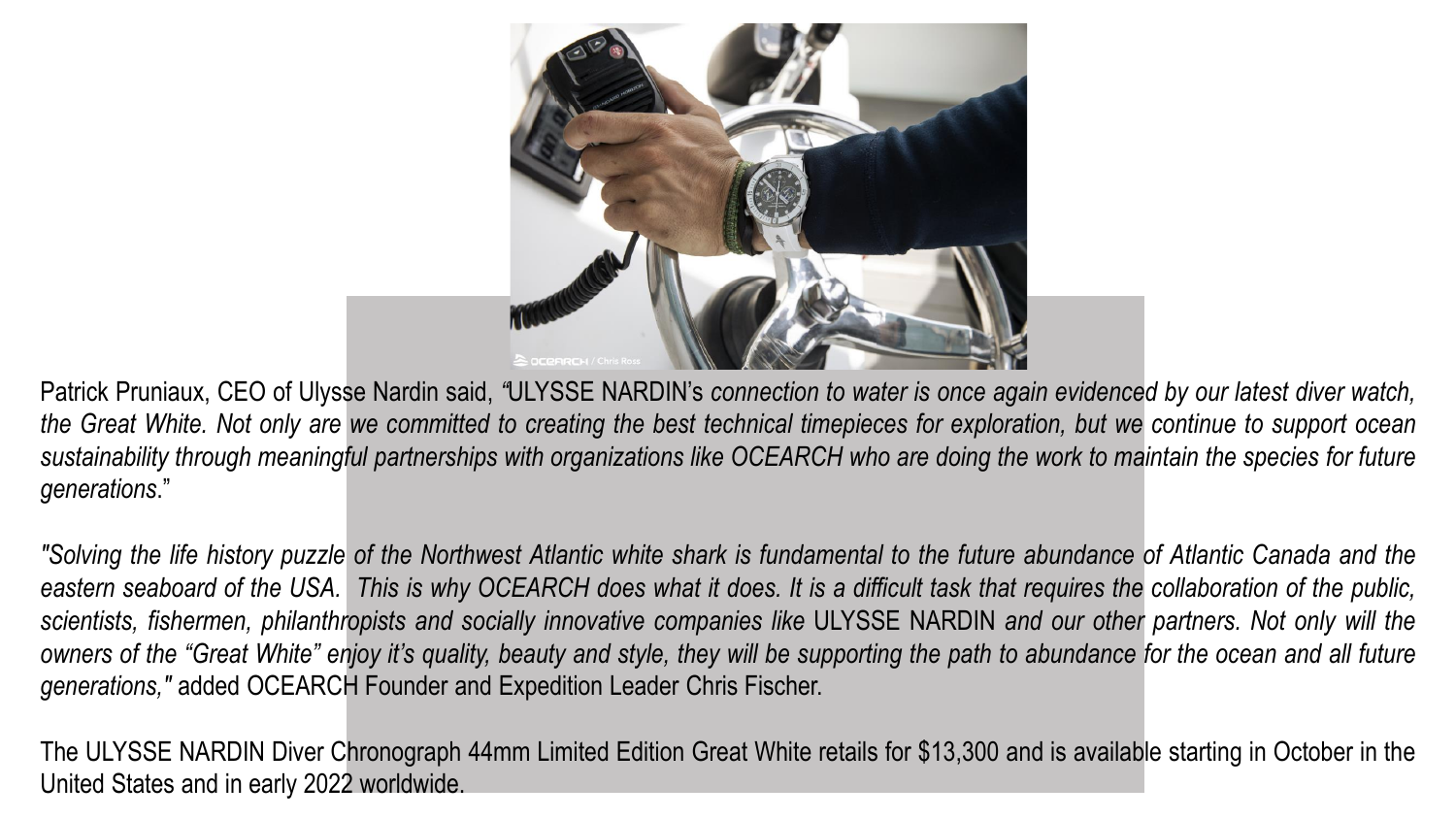Patrick Pruniaux, CEO of Ulysse Nardin said, *"*ULYSSE NARDIN's *connection to water is once again evidenced by our latest diver watch, the Great White. Not only are we committed to creating the best technical timepieces for exploration, but we continue to support ocean sustainability through meaningful partnerships with organizations like OCEARCH who are doing the work to maintain the species for future generations*."

*"Solving the life history puzzle of the Northwest Atlantic white shark is fundamental to the future abundance of Atlantic Canada and the eastern seaboard of the USA. This is why OCEARCH does what it does. It is a difficult task that requires the collaboration of the public, scientists, fishermen, philanthropists and socially innovative companies like* ULYSSE NARDIN *and our other partners. Not only will the owners of the "Great White" enjoy it's quality, beauty and style, they will be supporting the path to abundance for the ocean and all future generations,"* added OCEARCH Founder and Expedition Leader Chris Fischer.

The ULYSSE NARDIN Diver Chronograph 44mm Limited Edition Great White retails for $13,300 and is available starting in October in the United States and in early 2022 worldwide.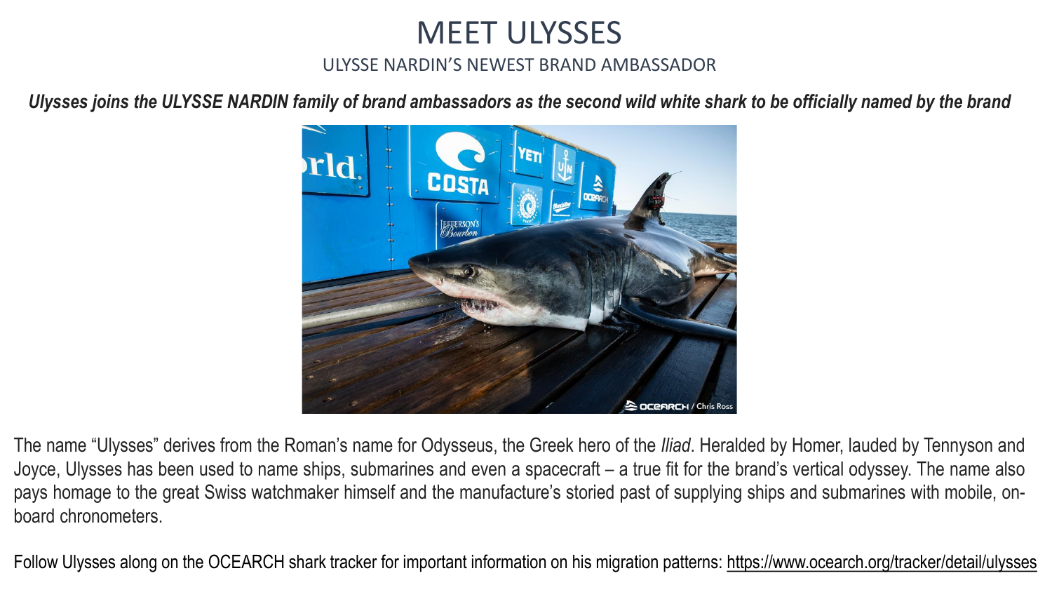# MEET ULYSSES

## ULYSSE NARDIN'S NEWEST BRAND AMBASSADOR

***Ulysses joins the ULYSSE NARDIN family of brand ambassadors as the second wild white shark to be officially named by the brand***

The name "Ulysses" derives from the Roman's name for Odysseus, the Greek hero of the *Iliad*. Heralded by Homer, lauded by Tennyson and Joyce, Ulysses has been used to name ships, submarines and even a spacecraft – a true fit for the brand's vertical odyssey. The name also pays homage to the great Swiss watchmaker himself and the manufacture's storied past of supplying ships and submarines with mobile, on-board chronometers.

Follow Ulysses along on the OCEARCH shark tracker for important information on his migration patterns: https://www.ocearch.org/tracker/detail/ulysses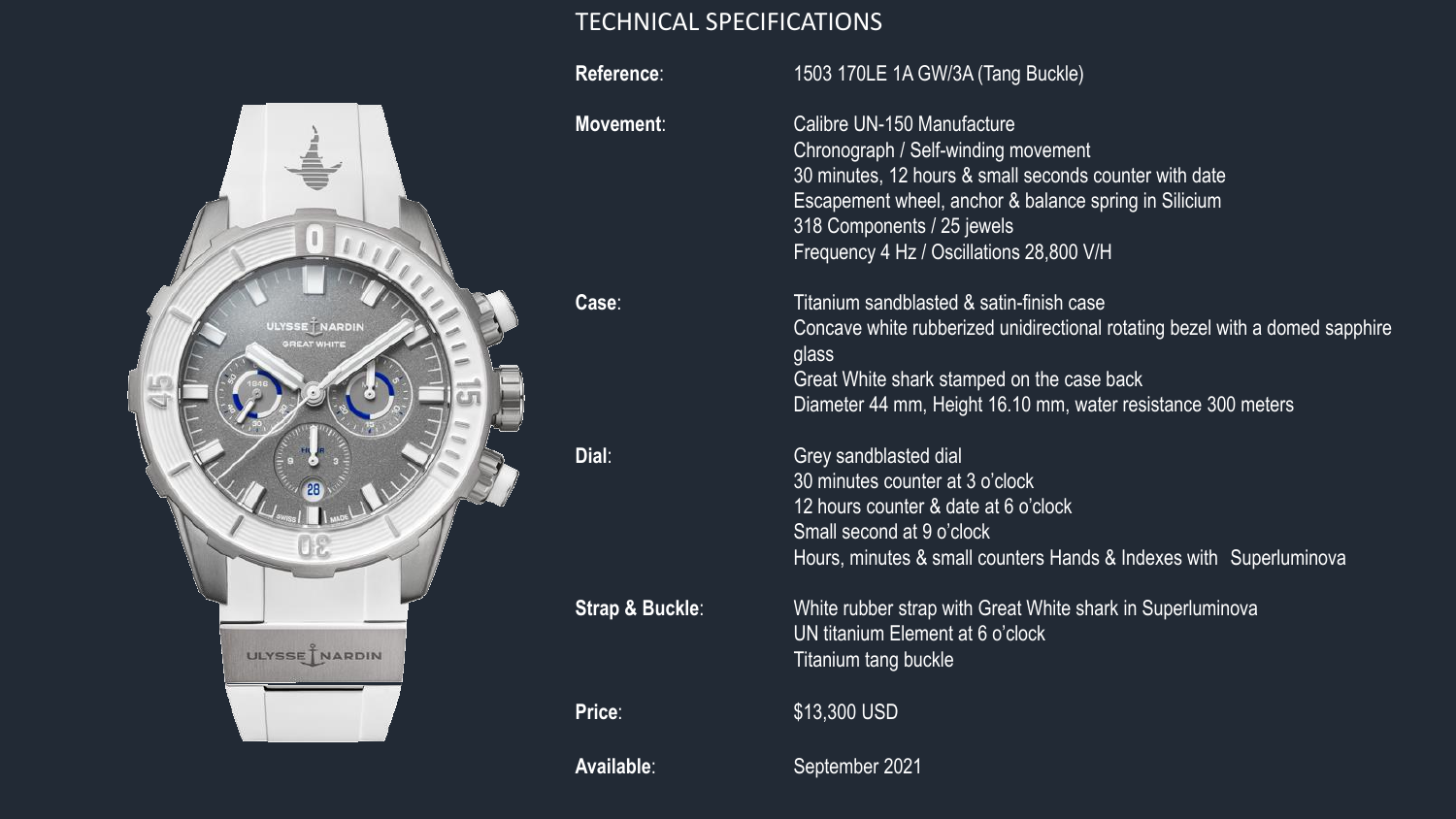# TECHNICAL SPECIFICATIONS

| | |
|---|---|
| **Reference**: | 1503 170LE 1A GW/3A (Tang Buckle) |
| **Movement**: | Calibre UN-150 Manufacture<br>Chronograph / Self-winding movement<br>30 minutes, 12 hours & small seconds counter with date<br>Escapement wheel, anchor & balance spring in Silicium<br>318 Components / 25 jewels<br>Frequency 4 Hz / Oscillations 28,800 V/H |
| **Case**: | Titanium sandblasted & satin-finish case<br>Concave white rubberized unidirectional rotating bezel with a domed sapphire glass<br>Great White shark stamped on the case back<br>Diameter 44 mm, Height 16.10 mm, water resistance 300 meters |
| **Dial**: | Grey sandblasted dial<br>30 minutes counter at 3 o'clock<br>12 hours counter & date at 6 o'clock<br>Small second at 9 o'clock<br>Hours, minutes & small counters Hands & Indexes with Superluminova |
| **Strap & Buckle**: | White rubber strap with Great White shark in Superluminova<br>UN titanium Element at 6 o'clock<br>Titanium tang buckle |
| **Price**: | $13,300 USD |
| **Available**: | September 2021 |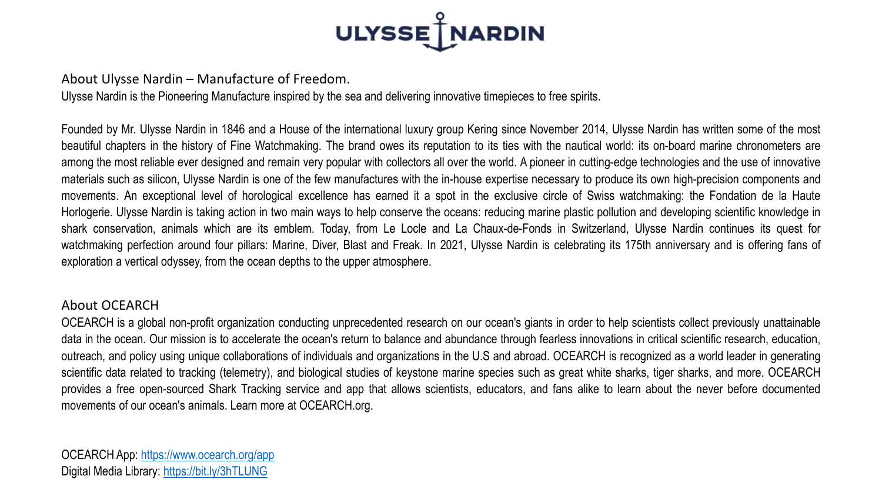ULYSSE NARDIN

## About Ulysse Nardin – Manufacture of Freedom.

Ulysse Nardin is the Pioneering Manufacture inspired by the sea and delivering innovative timepieces to free spirits.

Founded by Mr. Ulysse Nardin in 1846 and a House of the international luxury group Kering since November 2014, Ulysse Nardin has written some of the most beautiful chapters in the history of Fine Watchmaking. The brand owes its reputation to its ties with the nautical world: its on-board marine chronometers are among the most reliable ever designed and remain very popular with collectors all over the world. A pioneer in cutting-edge technologies and the use of innovative materials such as silicon, Ulysse Nardin is one of the few manufactures with the in-house expertise necessary to produce its own high-precision components and movements. An exceptional level of horological excellence has earned it a spot in the exclusive circle of Swiss watchmaking: the Fondation de la Haute Horlogerie. Ulysse Nardin is taking action in two main ways to help conserve the oceans: reducing marine plastic pollution and developing scientific knowledge in shark conservation, animals which are its emblem. Today, from Le Locle and La Chaux-de-Fonds in Switzerland, Ulysse Nardin continues its quest for watchmaking perfection around four pillars: Marine, Diver, Blast and Freak. In 2021, Ulysse Nardin is celebrating its 175th anniversary and is offering fans of exploration a vertical odyssey, from the ocean depths to the upper atmosphere.

## About OCEARCH

OCEARCH is a global non-profit organization conducting unprecedented research on our ocean's giants in order to help scientists collect previously unattainable data in the ocean. Our mission is to accelerate the ocean's return to balance and abundance through fearless innovations in critical scientific research, education, outreach, and policy using unique collaborations of individuals and organizations in the U.S and abroad. OCEARCH is recognized as a world leader in generating scientific data related to tracking (telemetry), and biological studies of keystone marine species such as great white sharks, tiger sharks, and more. OCEARCH provides a free open-sourced Shark Tracking service and app that allows scientists, educators, and fans alike to learn about the never before documented movements of our ocean's animals. Learn more at OCEARCH.org.

OCEARCH App: https://www.ocearch.org/app
Digital Media Library: https://bit.ly/3hTLUNG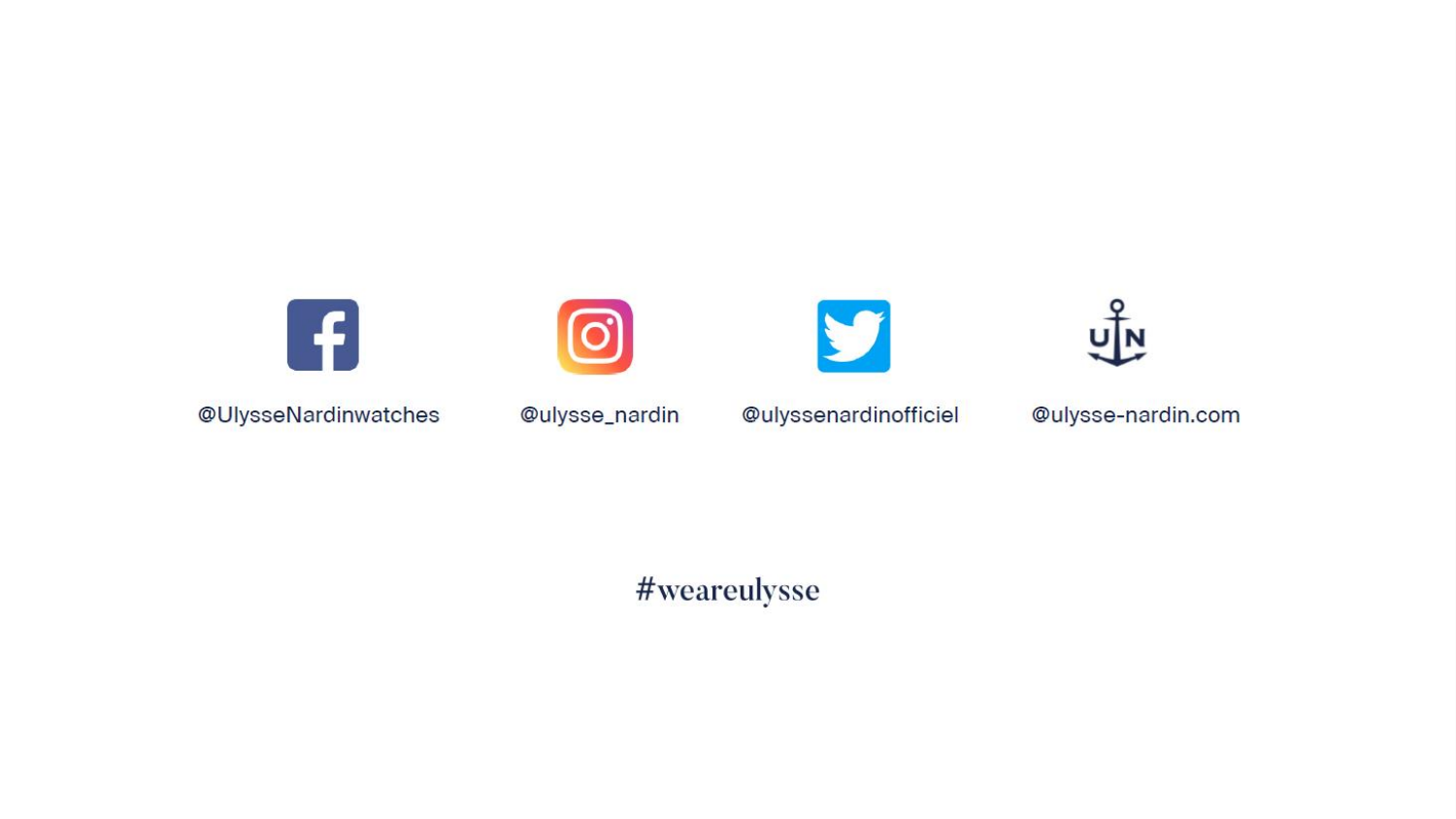@UlysseNardinwatches

@ulysse_nardin

@ulyssenardinofficiel

@ulysse-nardin.com

#weareulysse